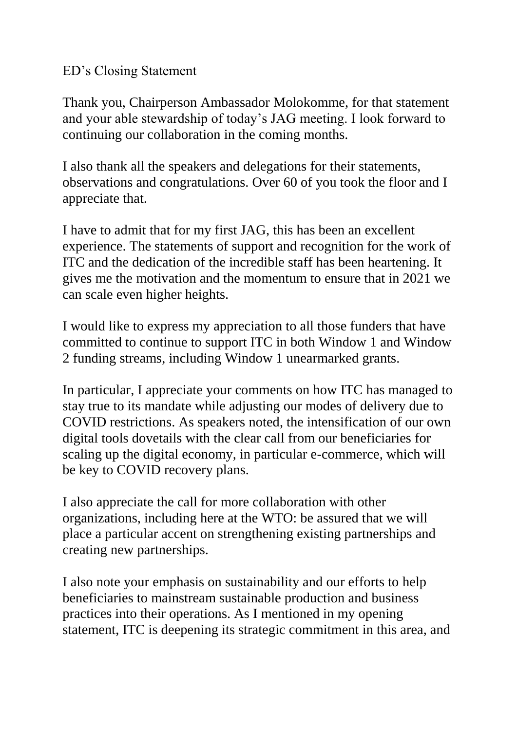ED's Closing Statement

Thank you, Chairperson Ambassador Molokomme, for that statement and your able stewardship of today's JAG meeting. I look forward to continuing our collaboration in the coming months.

I also thank all the speakers and delegations for their statements, observations and congratulations. Over 60 of you took the floor and I appreciate that.

I have to admit that for my first JAG, this has been an excellent experience. The statements of support and recognition for the work of ITC and the dedication of the incredible staff has been heartening. It gives me the motivation and the momentum to ensure that in 2021 we can scale even higher heights.

I would like to express my appreciation to all those funders that have committed to continue to support ITC in both Window 1 and Window 2 funding streams, including Window 1 unearmarked grants.

In particular, I appreciate your comments on how ITC has managed to stay true to its mandate while adjusting our modes of delivery due to COVID restrictions. As speakers noted, the intensification of our own digital tools dovetails with the clear call from our beneficiaries for scaling up the digital economy, in particular e-commerce, which will be key to COVID recovery plans.

I also appreciate the call for more collaboration with other organizations, including here at the WTO: be assured that we will place a particular accent on strengthening existing partnerships and creating new partnerships.

I also note your emphasis on sustainability and our efforts to help beneficiaries to mainstream sustainable production and business practices into their operations. As I mentioned in my opening statement, ITC is deepening its strategic commitment in this area, and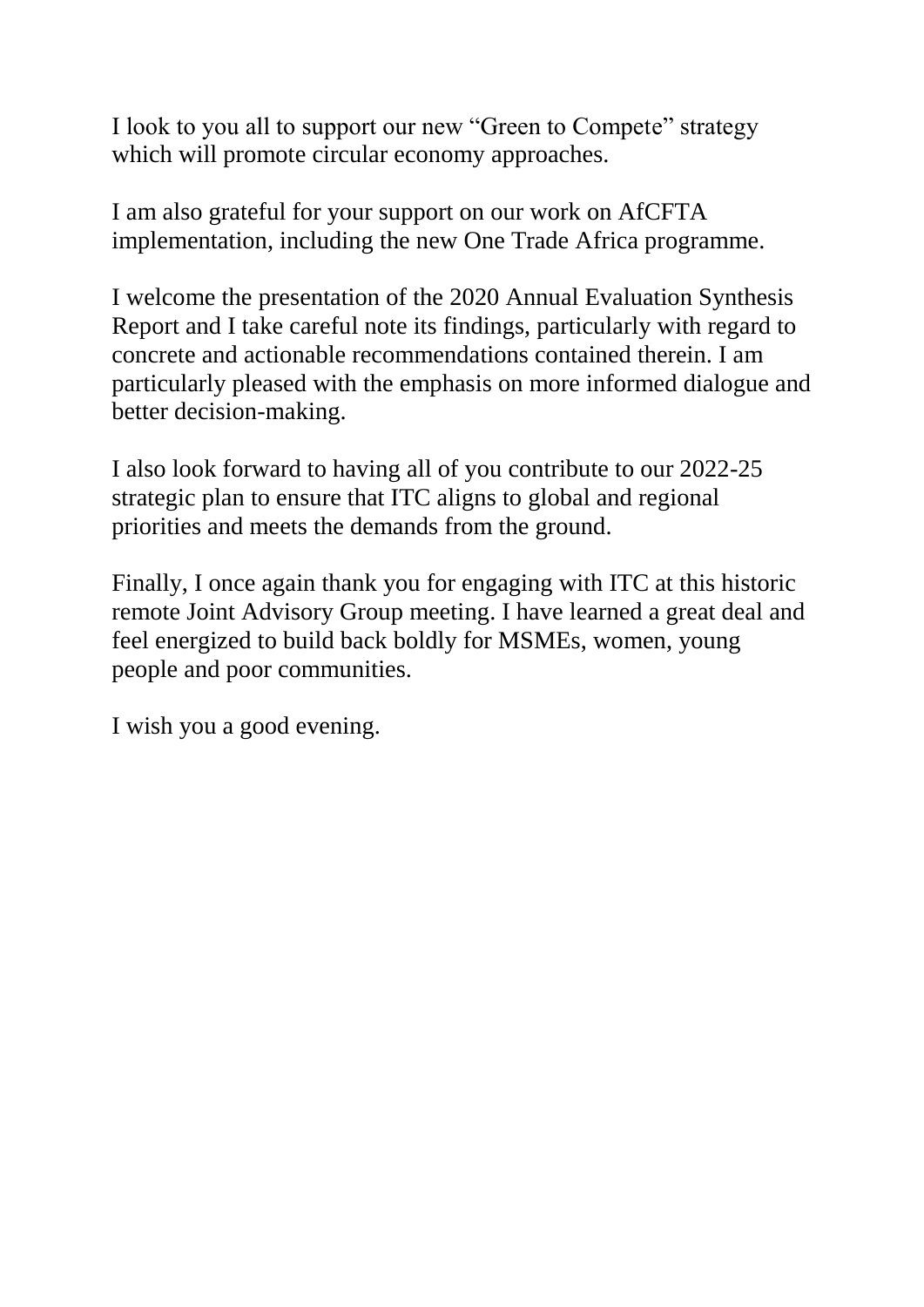I look to you all to support our new "Green to Compete" strategy which will promote circular economy approaches.

I am also grateful for your support on our work on AfCFTA implementation, including the new One Trade Africa programme.

I welcome the presentation of the 2020 Annual Evaluation Synthesis Report and I take careful note its findings, particularly with regard to concrete and actionable recommendations contained therein. I am particularly pleased with the emphasis on more informed dialogue and better decision-making.

I also look forward to having all of you contribute to our 2022-25 strategic plan to ensure that ITC aligns to global and regional priorities and meets the demands from the ground.

Finally, I once again thank you for engaging with ITC at this historic remote Joint Advisory Group meeting. I have learned a great deal and feel energized to build back boldly for MSMEs, women, young people and poor communities.

I wish you a good evening.